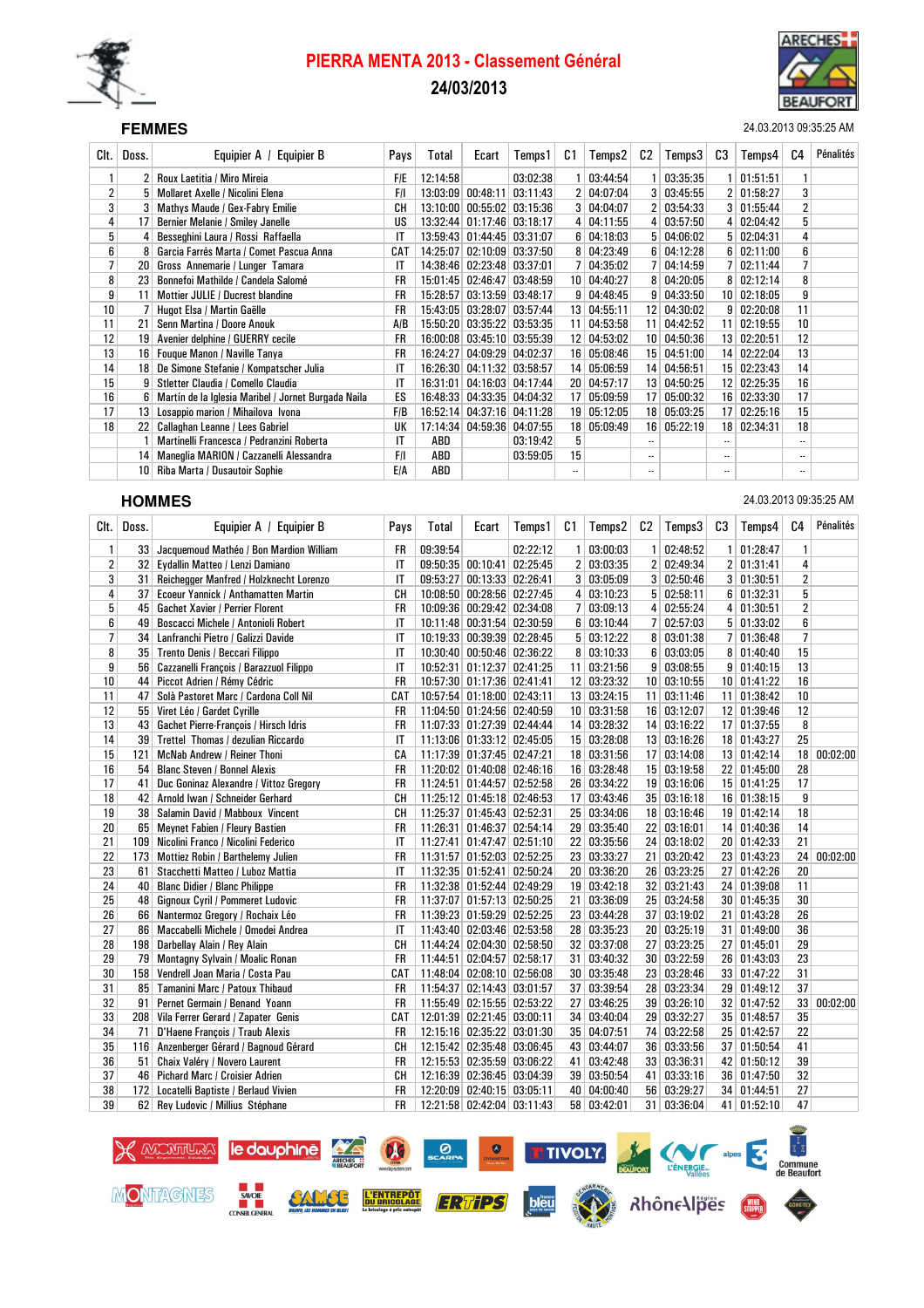# PIERRA MENTA 2013 - Classement Général

**24/03/2013**

## FEMMES

24.03.2013 09:35:25 AM

| Clt. | Doss. | Equipier A / Equipier B | Pays | Total | Ecart | Temps1 | C1 | Temps2 | C2 | Temps3 | C3 | Temps4 | C4 | Pénalités |
|---|---|---|---|---|---|---|---|---|---|---|---|---|---|---|
| 1 | 2 | Roux Laetitia / Miro Mireia | F/E | 12:14:58 | | 03:02:38 | 1 | 03:44:54 | 1 | 03:35:35 | 1 | 01:51:51 | 1 | |
| 2 | 5 | Mollaret Axelle / Nicolini Elena | F/I | 13:03:09 | 00:48:11 | 03:11:43 | 2 | 04:07:04 | 3 | 03:45:55 | 2 | 01:58:27 | 3 | |
| 3 | 3 | Mathys Maude / Gex-Fabry Emilie | CH | 13:10:00 | 00:55:02 | 03:15:36 | 3 | 04:04:07 | 2 | 03:54:33 | 3 | 01:55:44 | 2 | |
| 4 | 17 | Bernier Melanie / Smiley Janelle | US | 13:32:44 | 01:17:46 | 03:18:17 | 4 | 04:11:55 | 4 | 03:57:50 | 4 | 02:04:42 | 5 | |
| 5 | 4 | Besseghini Laura / Rossi Raffaella | IT | 13:59:43 | 01:44:45 | 03:31:07 | 6 | 04:18:03 | 5 | 04:06:02 | 5 | 02:04:31 | 4 | |
| 6 | 8 | Garcia Farrés Marta / Comet Pascua Anna | CAT | 14:25:07 | 02:10:09 | 03:37:50 | 8 | 04:23:49 | 6 | 04:12:28 | 6 | 02:11:00 | 6 | |
| 7 | 20 | Gross Annemarie / Lunger Tamara | IT | 14:38:46 | 02:23:48 | 03:37:01 | 7 | 04:35:02 | 7 | 04:14:59 | 7 | 02:11:44 | 7 | |
| 8 | 23 | Bonnefoi Mathilde / Candela Salomé | FR | 15:01:45 | 02:46:47 | 03:48:59 | 10 | 04:40:27 | 8 | 04:20:05 | 8 | 02:12:14 | 8 | |
| 9 | 11 | Mottier JULIE / Ducrest blandine | FR | 15:28:57 | 03:13:59 | 03:48:17 | 9 | 04:48:45 | 9 | 04:33:50 | 10 | 02:18:05 | 9 | |
| 10 | 7 | Hugot Elsa / Martin Gaëlle | FR | 15:43:05 | 03:28:07 | 03:57:44 | 13 | 04:55:11 | 12 | 04:30:02 | 9 | 02:20:08 | 11 | |
| 11 | 21 | Senn Martina / Doore Anouk | A/B | 15:50:20 | 03:35:22 | 03:53:35 | 11 | 04:53:58 | 11 | 04:42:52 | 11 | 02:19:55 | 10 | |
| 12 | 19 | Avenier delphine / GUERRY cecile | FR | 16:00:08 | 03:45:10 | 03:55:39 | 12 | 04:53:02 | 10 | 04:50:36 | 13 | 02:20:51 | 12 | |
| 13 | 16 | Fouque Manon / Naville Tanya | FR | 16:24:27 | 04:09:29 | 04:02:37 | 16 | 05:08:46 | 15 | 04:51:00 | 14 | 02:22:04 | 13 | |
| 14 | 18 | De Simone Stefanie / Kompatscher Julia | IT | 16:26:30 | 04:11:32 | 03:58:57 | 14 | 05:06:59 | 14 | 04:56:51 | 15 | 02:23:43 | 14 | |
| 15 | 9 | Stletter Claudia / Comello Claudia | IT | 16:31:01 | 04:16:03 | 04:17:44 | 20 | 04:57:17 | 13 | 04:50:25 | 12 | 02:25:35 | 16 | |
| 16 | 6 | Martín de la Iglesia Maribel / Jornet Burgada Naila | ES | 16:48:33 | 04:33:35 | 04:04:32 | 17 | 05:09:59 | 17 | 05:00:32 | 16 | 02:33:30 | 17 | |
| 17 | 13 | Losappio marion / Mihailova Ivona | F/B | 16:52:14 | 04:37:16 | 04:11:28 | 19 | 05:12:05 | 18 | 05:03:25 | 17 | 02:25:16 | 15 | |
| 18 | 22 | Callaghan Leanne / Lees Gabriel | UK | 17:14:34 | 04:59:36 | 04:07:55 | 18 | 05:09:49 | 16 | 05:22:19 | 18 | 02:34:31 | 18 | |
| | 1 | Martinelli Francesca / Pedranzini Roberta | IT | ABD | | 03:19:42 | 5 | | -- | | -- | | -- | |
| | 14 | Maneglia MARION / Cazzanelli Alessandra | F/I | ABD | | 03:59:05 | 15 | | -- | | -- | | -- | |
| | 10 | Riba Marta / Dusautoir Sophie | E/A | ABD | | | -- | | -- | | -- | | -- | |

## HOMMES

24.03.2013 09:35:25 AM

| Clt. | Doss. | Equipier A / Equipier B | Pays | Total | Ecart | Temps1 | C1 | Temps2 | C2 | Temps3 | C3 | Temps4 | C4 | Pénalités |
|---|---|---|---|---|---|---|---|---|---|---|---|---|---|---|
| 1 | 33 | Jacquemoud Mathéo / Bon Mardion William | FR | 09:39:54 | | 02:22:12 | 1 | 03:00:03 | 1 | 02:48:52 | 1 | 01:28:47 | 1 | |
| 2 | 32 | Eydallin Matteo / Lenzi Damiano | IT | 09:50:35 | 00:10:41 | 02:25:45 | 2 | 03:03:35 | 2 | 02:49:34 | 2 | 01:31:41 | 4 | |
| 3 | 31 | Reichegger Manfred / Holzknecht Lorenzo | IT | 09:53:27 | 00:13:33 | 02:26:41 | 3 | 03:05:09 | 3 | 02:50:46 | 3 | 01:30:51 | 2 | |
| 4 | 37 | Ecoeur Yannick / Anthamatten Martin | CH | 10:08:50 | 00:28:56 | 02:27:56 | 4 | 03:10:23 | 5 | 02:58:11 | 6 | 01:32:31 | 5 | |
| 5 | 45 | Gachet Xavier / Perrier Florent | FR | 10:09:36 | 00:29:42 | 02:34:08 | 7 | 03:09:13 | 4 | 02:55:24 | 4 | 01:30:51 | 2 | |
| 6 | 49 | Boscacci Michele / Antonioli Robert | IT | 10:11:48 | 00:31:54 | 02:30:59 | 6 | 03:10:44 | 7 | 02:57:03 | 5 | 01:33:02 | 6 | |
| 7 | 34 | Lanfranchi Pietro / Galizzi Davide | IT | 10:19:33 | 00:39:39 | 02:28:45 | 5 | 03:12:22 | 8 | 03:01:38 | 7 | 01:36:48 | 7 | |
| 8 | 35 | Trento Denis / Beccari Filippo | IT | 10:30:40 | 00:50:46 | 02:36:22 | 8 | 03:10:33 | 6 | 03:03:05 | 8 | 01:40:40 | 15 | |
| 9 | 56 | Cazzanelli François / Barazzuol Filippo | IT | 10:52:31 | 01:12:37 | 02:41:25 | 11 | 03:21:56 | 9 | 03:08:55 | 9 | 01:40:15 | 13 | |
| 10 | 44 | Piccot Adrien / Rémy Cédric | FR | 10:57:30 | 01:17:36 | 02:41:41 | 12 | 03:23:32 | 10 | 03:10:55 | 10 | 01:41:22 | 16 | |
| 11 | 47 | Solà Pastoret Marc / Cardona Coll Nil | CAT | 10:57:54 | 01:18:00 | 02:43:11 | 13 | 03:24:15 | 11 | 03:11:46 | 11 | 01:38:42 | 10 | |
| 12 | 55 | Viret Léo / Gardet Cyrille | FR | 11:04:50 | 01:24:56 | 02:40:59 | 10 | 03:31:58 | 16 | 03:12:07 | 12 | 01:39:46 | 12 | |
| 13 | 43 | Gachet Pierre-François / Hirsch Idris | FR | 11:07:33 | 01:27:39 | 02:44:44 | 14 | 03:28:32 | 14 | 03:16:22 | 17 | 01:37:55 | 8 | |
| 14 | 39 | Trettel Thomas / dezulian Riccardo | IT | 11:13:06 | 01:33:12 | 02:45:05 | 15 | 03:28:08 | 13 | 03:16:26 | 18 | 01:43:27 | 25 | |
| 15 | 121 | McNab Andrew / Reiner Thoni | CA | 11:17:39 | 01:37:45 | 02:47:21 | 18 | 03:31:56 | 17 | 03:14:08 | 13 | 01:42:14 | 18 | 00:02:00 |
| 16 | 54 | Blanc Steven / Bonnel Alexis | FR | 11:20:02 | 01:40:08 | 02:46:16 | 16 | 03:28:48 | 15 | 03:19:58 | 22 | 01:45:00 | 28 | |
| 17 | 41 | Duc Goninaz Alexandre / Vittoz Gregory | FR | 11:24:51 | 01:44:57 | 02:52:58 | 26 | 03:34:22 | 19 | 03:16:06 | 15 | 01:41:25 | 17 | |
| 18 | 42 | Arnold Iwan / Schneider Gerhard | CH | 11:25:12 | 01:45:18 | 02:46:53 | 17 | 03:43:46 | 35 | 03:16:18 | 16 | 01:38:15 | 9 | |
| 19 | 38 | Salamin David / Mabboux Vincent | CH | 11:25:37 | 01:45:43 | 02:52:31 | 25 | 03:34:06 | 18 | 03:16:46 | 19 | 01:42:14 | 18 | |
| 20 | 65 | Meynet Fabien / Fleury Bastien | FR | 11:26:31 | 01:46:37 | 02:54:14 | 29 | 03:35:40 | 22 | 03:16:01 | 14 | 01:40:36 | 14 | |
| 21 | 109 | Nicolini Franco / Nicolini Federico | IT | 11:27:41 | 01:47:47 | 02:51:10 | 22 | 03:35:56 | 24 | 03:18:02 | 20 | 01:42:33 | 21 | |
| 22 | 173 | Mottiez Robin / Barthelemy Julien | FR | 11:31:57 | 01:52:03 | 02:52:25 | 23 | 03:33:27 | 21 | 03:20:42 | 23 | 01:43:23 | 24 | 00:02:00 |
| 23 | 61 | Stacchetti Matteo / Luboz Mattia | IT | 11:32:35 | 01:52:41 | 02:50:24 | 20 | 03:36:20 | 26 | 03:23:25 | 27 | 01:42:26 | 20 | |
| 24 | 40 | Blanc Didier / Blanc Philippe | FR | 11:32:38 | 01:52:44 | 02:49:29 | 19 | 03:42:18 | 32 | 03:21:43 | 24 | 01:39:08 | 11 | |
| 25 | 48 | Gignoux Cyril / Pommeret Ludovic | FR | 11:37:07 | 01:57:13 | 02:50:25 | 21 | 03:36:09 | 25 | 03:24:58 | 30 | 01:45:35 | 30 | |
| 26 | 66 | Nantermoz Gregory / Rochaix Léo | FR | 11:39:23 | 01:59:29 | 02:52:25 | 23 | 03:44:28 | 37 | 03:19:02 | 21 | 01:43:28 | 26 | |
| 27 | 86 | Maccabelli Michele / Omodei Andrea | IT | 11:43:40 | 02:03:46 | 02:53:58 | 28 | 03:35:23 | 20 | 03:25:19 | 31 | 01:49:00 | 36 | |
| 28 | 198 | Darbellay Alain / Rey Alain | CH | 11:44:24 | 02:04:30 | 02:58:50 | 32 | 03:37:08 | 27 | 03:23:25 | 27 | 01:45:01 | 29 | |
| 29 | 79 | Montagny Sylvain / Moalic Ronan | FR | 11:44:51 | 02:04:57 | 02:58:17 | 31 | 03:40:32 | 30 | 03:22:59 | 26 | 01:43:03 | 23 | |
| 30 | 158 | Vendrell Joan Maria / Costa Pau | CAT | 11:48:04 | 02:08:10 | 02:56:08 | 30 | 03:35:48 | 23 | 03:28:46 | 33 | 01:47:22 | 31 | |
| 31 | 85 | Tamanini Marc / Patoux Thibaud | FR | 11:54:37 | 02:14:43 | 03:01:57 | 37 | 03:39:54 | 28 | 03:23:34 | 29 | 01:49:12 | 37 | |
| 32 | 91 | Pernet Germain / Benand Yoann | FR | 11:55:49 | 02:15:55 | 02:53:22 | 27 | 03:46:25 | 39 | 03:26:10 | 32 | 01:47:52 | 33 | 00:02:00 |
| 33 | 208 | Vila Ferrer Gerard / Zapater Genis | CAT | 12:01:39 | 02:21:45 | 03:00:11 | 34 | 03:40:04 | 29 | 03:32:27 | 35 | 01:48:57 | 35 | |
| 34 | 71 | D'Haene François / Traub Alexis | FR | 12:15:16 | 02:35:22 | 03:01:30 | 35 | 04:07:51 | 74 | 03:22:58 | 25 | 01:42:57 | 22 | |
| 35 | 116 | Anzenberger Gérard / Bagnoud Gérard | CH | 12:15:42 | 02:35:48 | 03:06:45 | 43 | 03:44:07 | 36 | 03:33:56 | 37 | 01:50:54 | 41 | |
| 36 | 51 | Chaix Valéry / Novero Laurent | FR | 12:15:53 | 02:35:59 | 03:06:22 | 41 | 03:42:48 | 33 | 03:36:31 | 42 | 01:50:12 | 39 | |
| 37 | 46 | Pichard Marc / Croisier Adrien | CH | 12:16:39 | 02:36:45 | 03:04:39 | 39 | 03:50:54 | 41 | 03:33:16 | 36 | 01:47:50 | 32 | |
| 38 | 172 | Locatelli Baptiste / Berlaud Vivien | FR | 12:20:09 | 02:40:15 | 03:05:11 | 40 | 04:00:40 | 56 | 03:29:27 | 34 | 01:44:51 | 27 | |
| 39 | 62 | Rey Ludovic / Millius Stéphane | FR | 12:21:58 | 02:42:04 | 03:11:43 | 58 | 03:42:01 | 31 | 03:36:04 | 41 | 01:52:10 | 47 | |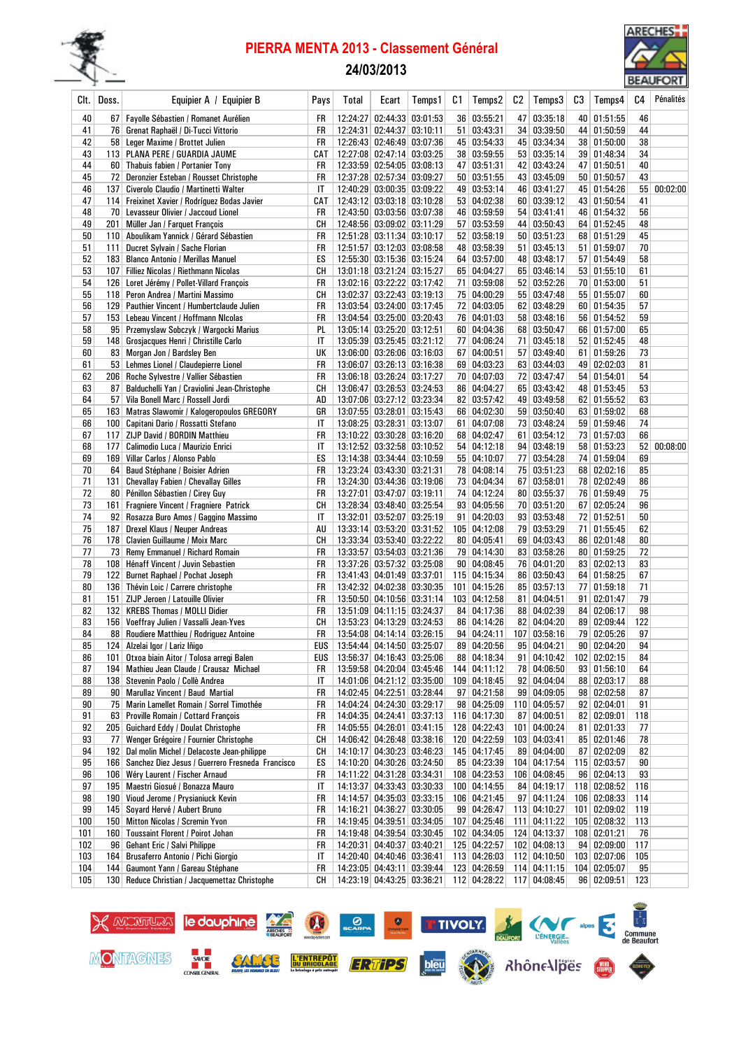# PIERRA MENTA 2013 - Classement Général

## 24/03/2013

| Clt. | Doss. | Equipier A / Equipier B | Pays | Total | Ecart | Temps1 | C1 | Temps2 | C2 | Temps3 | C3 | Temps4 | C4 | Pénalités |
|---|---|---|---|---|---|---|---|---|---|---|---|---|---|---|
| 40 | 67 | Fayolle Sébastien / Romanet Aurélien | FR | 12:24:27 | 02:44:33 | 03:01:53 | 36 | 03:55:21 | 47 | 03:35:18 | 40 | 01:51:55 | 46 | |
| 41 | 76 | Grenat Raphaël / Di-Tucci Vittorio | FR | 12:24:31 | 02:44:37 | 03:10:11 | 51 | 03:43:31 | 34 | 03:39:50 | 44 | 01:50:59 | 44 | |
| 42 | 58 | Leger Maxime / Brottet Julien | FR | 12:26:43 | 02:46:49 | 03:07:36 | 45 | 03:54:33 | 45 | 03:34:34 | 38 | 01:50:00 | 38 | |
| 43 | 113 | PLANA PERE / GUARDIA JAUME | CAT | 12:27:08 | 02:47:14 | 03:03:25 | 38 | 03:59:55 | 53 | 03:35:14 | 39 | 01:48:34 | 34 | |
| 44 | 60 | Thabuis fabien / Portanier Tony | FR | 12:33:59 | 02:54:05 | 03:08:13 | 47 | 03:51:31 | 42 | 03:43:24 | 47 | 01:50:51 | 40 | |
| 45 | 72 | Deronzier Esteban / Rousset Christophe | FR | 12:37:28 | 02:57:34 | 03:09:27 | 50 | 03:51:55 | 43 | 03:45:09 | 50 | 01:50:57 | 43 | |
| 46 | 137 | Civerolo Claudio / Martinetti Walter | IT | 12:40:29 | 03:00:35 | 03:09:22 | 49 | 03:53:14 | 46 | 03:41:27 | 45 | 01:54:26 | 55 | 00:02:00 |
| 47 | 114 | Freixinet Xavier / Rodríguez Bodas Javier | CAT | 12:43:12 | 03:03:18 | 03:10:28 | 53 | 04:02:38 | 60 | 03:39:12 | 43 | 01:50:54 | 41 | |
| 48 | 70 | Levasseur Olivier / Jaccoud Lionel | FR | 12:43:50 | 03:03:56 | 03:07:38 | 46 | 03:59:59 | 54 | 03:41:41 | 46 | 01:54:32 | 56 | |
| 49 | 201 | Müller Jan / Farquet François | CH | 12:48:56 | 03:09:02 | 03:11:29 | 57 | 03:53:59 | 44 | 03:50:43 | 64 | 01:52:45 | 48 | |
| 50 | 110 | Aboulikam Yannick / Gérard Sébastien | FR | 12:51:28 | 03:11:34 | 03:10:17 | 52 | 03:58:19 | 50 | 03:51:23 | 68 | 01:51:29 | 45 | |
| 51 | 111 | Ducret Sylvain / Sache Florian | FR | 12:51:57 | 03:12:03 | 03:08:58 | 48 | 03:58:39 | 51 | 03:45:13 | 51 | 01:59:07 | 70 | |
| 52 | 183 | Blanco Antonio / Merillas Manuel | ES | 12:55:30 | 03:15:36 | 03:15:24 | 64 | 03:57:00 | 48 | 03:48:17 | 57 | 01:54:49 | 58 | |
| 53 | 107 | Filliez Nicolas / Riethmann Nicolas | CH | 13:01:18 | 03:21:24 | 03:15:27 | 65 | 04:04:27 | 65 | 03:46:14 | 53 | 01:55:10 | 61 | |
| 54 | 126 | Loret Jérémy / Pollet-Villard François | FR | 13:02:16 | 03:22:22 | 03:17:42 | 71 | 03:59:08 | 52 | 03:52:26 | 70 | 01:53:00 | 51 | |
| 55 | 118 | Peron Andrea / Martini Massimo | CH | 13:02:37 | 03:22:43 | 03:19:13 | 75 | 04:00:29 | 55 | 03:47:48 | 55 | 01:55:07 | 60 | |
| 56 | 129 | Pauthier Vincent / Humbertclaude Julien | FR | 13:03:54 | 03:24:00 | 03:17:45 | 72 | 04:03:05 | 62 | 03:48:29 | 60 | 01:54:35 | 57 | |
| 57 | 153 | Lebeau Vincent / Hoffmann Nicolas | FR | 13:04:54 | 03:25:00 | 03:20:43 | 76 | 04:01:03 | 58 | 03:48:16 | 56 | 01:54:52 | 59 | |
| 58 | 95 | Przemyslaw Sobczyk / Wargocki Marius | PL | 13:05:14 | 03:25:20 | 03:12:51 | 60 | 04:04:36 | 68 | 03:50:47 | 66 | 01:57:00 | 65 | |
| 59 | 148 | Grosjacques Henri / Christille Carlo | IT | 13:05:39 | 03:25:45 | 03:21:12 | 77 | 04:06:24 | 71 | 03:45:18 | 52 | 01:52:45 | 48 | |
| 60 | 83 | Morgan Jon / Bardsley Ben | UK | 13:06:00 | 03:26:06 | 03:16:03 | 67 | 04:00:51 | 57 | 03:49:40 | 61 | 01:59:26 | 73 | |
| 61 | 53 | Lehmes Lionel / Claudepierre Lionel | FR | 13:06:07 | 03:26:13 | 03:16:38 | 69 | 04:03:23 | 63 | 03:44:03 | 49 | 02:02:03 | 81 | |
| 62 | 206 | Roche Sylvestre / Vallier Sébastien | FR | 13:06:18 | 03:26:24 | 03:17:27 | 70 | 04:07:03 | 72 | 03:47:47 | 54 | 01:54:01 | 54 | |
| 63 | 87 | Balduchelli Yan / Craviolini Jean-Christophe | CH | 13:06:47 | 03:26:53 | 03:24:53 | 86 | 04:04:27 | 65 | 03:43:42 | 48 | 01:53:45 | 53 | |
| 64 | 57 | Vila Bonell Marc / Rossell Jordi | AD | 13:07:06 | 03:27:12 | 03:23:34 | 82 | 03:57:42 | 49 | 03:49:58 | 62 | 01:55:52 | 63 | |
| 65 | 163 | Matras Slawomir / Kalogeropoulos GREGORY | GR | 13:07:55 | 03:28:01 | 03:15:43 | 66 | 04:02:30 | 59 | 03:50:40 | 63 | 01:59:02 | 68 | |
| 66 | 100 | Capitani Dario / Rossatti Stefano | IT | 13:08:25 | 03:28:31 | 03:13:07 | 61 | 04:07:08 | 73 | 03:48:24 | 59 | 01:59:46 | 74 | |
| 67 | 117 | ZIJP David / BORDIN Matthieu | FR | 13:10:22 | 03:30:28 | 03:16:20 | 68 | 04:02:47 | 61 | 03:54:12 | 73 | 01:57:03 | 66 | |
| 68 | 177 | Calimodio Luca / Maurizio Enrici | IT | 13:12:52 | 03:32:58 | 03:10:52 | 54 | 04:12:18 | 94 | 03:48:19 | 58 | 01:53:23 | 52 | 00:08:00 |
| 69 | 169 | Villar Carlos / Alonso Pablo | ES | 13:14:38 | 03:34:44 | 03:10:59 | 55 | 04:10:07 | 77 | 03:54:28 | 74 | 01:59:04 | 69 | |
| 70 | 64 | Baud Stéphane / Boisier Adrien | FR | 13:23:24 | 03:43:30 | 03:21:31 | 78 | 04:08:14 | 75 | 03:51:23 | 68 | 02:02:16 | 85 | |
| 71 | 131 | Chevallay Fabien / Chevallay Gilles | FR | 13:24:30 | 03:44:36 | 03:19:06 | 73 | 04:04:34 | 67 | 03:58:01 | 78 | 02:02:49 | 86 | |
| 72 | 80 | Pénillon Sébastien / Cirey Guy | FR | 13:27:01 | 03:47:07 | 03:19:11 | 74 | 04:12:24 | 80 | 03:55:37 | 76 | 01:59:49 | 75 | |
| 73 | 161 | Fragniere Vincent / Fragniere Patrick | CH | 13:28:34 | 03:48:40 | 03:25:54 | 93 | 04:05:56 | 70 | 03:51:20 | 67 | 02:05:24 | 96 | |
| 74 | 92 | Rosazza Buro Amos / Gaggino Massimo | IT | 13:32:01 | 03:52:07 | 03:25:19 | 91 | 04:20:03 | 93 | 03:53:48 | 72 | 01:52:51 | 50 | |
| 75 | 187 | Drexel Klaus / Neuper Andreas | AU | 13:33:14 | 03:53:20 | 03:31:52 | 105 | 04:12:08 | 79 | 03:53:29 | 71 | 01:55:45 | 62 | |
| 76 | 178 | Clavien Guillaume / Moix Marc | CH | 13:33:34 | 03:53:40 | 03:22:22 | 80 | 04:05:41 | 69 | 04:03:43 | 86 | 02:01:48 | 80 | |
| 77 | 73 | Remy Emmanuel / Richard Romain | FR | 13:33:57 | 03:54:03 | 03:21:36 | 79 | 04:14:30 | 83 | 03:58:26 | 80 | 01:59:25 | 72 | |
| 78 | 108 | Hénaff Vincent / Juvin Sebastien | FR | 13:37:26 | 03:57:32 | 03:25:08 | 90 | 04:08:45 | 76 | 04:01:20 | 83 | 02:02:13 | 83 | |
| 79 | 122 | Burnet Raphael / Pochat Joseph | FR | 13:41:43 | 04:01:49 | 03:37:01 | 115 | 04:15:34 | 86 | 03:50:43 | 64 | 01:58:25 | 67 | |
| 80 | 136 | Thévin Loic / Carrere christophe | FR | 13:42:32 | 04:02:38 | 03:30:35 | 101 | 04:15:26 | 85 | 03:57:13 | 77 | 01:59:18 | 71 | |
| 81 | 151 | ZIJP Jeroen / Latouille Olivier | FR | 13:50:50 | 04:10:56 | 03:31:14 | 103 | 04:12:58 | 81 | 04:04:51 | 91 | 02:01:47 | 79 | |
| 82 | 132 | KREBS Thomas / MOLLI Didier | FR | 13:51:09 | 04:11:15 | 03:24:37 | 84 | 04:17:36 | 88 | 04:02:39 | 84 | 02:06:17 | 98 | |
| 83 | 156 | Voeffray Julien / Vassalli Jean-Yves | CH | 13:53:23 | 04:13:29 | 03:24:53 | 86 | 04:14:26 | 82 | 04:04:20 | 89 | 02:09:44 | 122 | |
| 84 | 88 | Roudiere Matthieu / Rodriguez Antoine | FR | 13:54:08 | 04:14:14 | 03:26:15 | 94 | 04:24:11 | 107 | 03:58:16 | 79 | 02:05:26 | 97 | |
| 85 | 124 | Alzelai Igor / Lariz Iñigo | EUS | 13:54:44 | 04:14:50 | 03:25:07 | 89 | 04:20:56 | 95 | 04:04:21 | 90 | 02:04:20 | 94 | |
| 86 | 101 | Otxoa biain Aitor / Tolosa arregi Balen | EUS | 13:56:37 | 04:16:43 | 03:25:06 | 88 | 04:18:34 | 91 | 04:10:42 | 102 | 02:02:15 | 84 | |
| 87 | 194 | Mathieu Jean Claude / Crausaz Michael | FR | 13:59:58 | 04:20:04 | 03:45:46 | 144 | 04:11:12 | 78 | 04:06:50 | 93 | 01:56:10 | 64 | |
| 88 | 138 | Stevenin Paolo / Collè Andrea | IT | 14:01:06 | 04:21:12 | 03:35:00 | 109 | 04:18:45 | 92 | 04:04:04 | 88 | 02:03:17 | 88 | |
| 89 | 90 | Marullaz Vincent / Baud Martial | FR | 14:02:45 | 04:22:51 | 03:28:44 | 97 | 04:21:58 | 99 | 04:09:05 | 98 | 02:02:58 | 87 | |
| 90 | 75 | Marin Lamellet Romain / Sorrel Timothée | FR | 14:04:24 | 04:24:30 | 03:29:17 | 98 | 04:25:09 | 110 | 04:05:57 | 92 | 02:04:01 | 91 | |
| 91 | 63 | Proville Romain / Cottard François | FR | 14:04:35 | 04:24:41 | 03:37:13 | 116 | 04:17:30 | 87 | 04:00:51 | 82 | 02:09:01 | 118 | |
| 92 | 205 | Guichard Eddy / Doulat Christophe | FR | 14:05:55 | 04:26:01 | 03:41:15 | 128 | 04:22:43 | 101 | 04:00:24 | 81 | 02:01:33 | 77 | |
| 93 | 77 | Wenger Grégoire / Fournier Christophe | CH | 14:06:42 | 04:26:48 | 03:38:16 | 120 | 04:22:59 | 103 | 04:03:41 | 85 | 02:01:46 | 78 | |
| 94 | 192 | Dal molin Michel / Delacoste Jean-philippe | CH | 14:10:17 | 04:30:23 | 03:46:23 | 145 | 04:17:45 | 89 | 04:04:00 | 87 | 02:02:09 | 82 | |
| 95 | 166 | Sanchez Diez Jesus / Guerrero Fresneda Francisco | ES | 14:10:20 | 04:30:26 | 03:24:50 | 85 | 04:23:39 | 104 | 04:17:54 | 115 | 02:03:57 | 90 | |
| 96 | 106 | Wéry Laurent / Fischer Arnaud | FR | 14:11:22 | 04:31:28 | 03:34:31 | 108 | 04:23:53 | 106 | 04:08:45 | 96 | 02:04:13 | 93 | |
| 97 | 195 | Maestri Giosuè / Bonazza Mauro | IT | 14:13:37 | 04:33:43 | 03:30:33 | 100 | 04:14:55 | 84 | 04:19:17 | 118 | 02:08:52 | 116 | |
| 98 | 190 | Vioud Jerome / Prysianiuck Kevin | FR | 14:14:57 | 04:35:03 | 03:33:15 | 106 | 04:21:45 | 97 | 04:11:24 | 106 | 02:08:33 | 114 | |
| 99 | 145 | Soyard Hervé / Aubert Bruno | FR | 14:16:21 | 04:36:27 | 03:30:05 | 99 | 04:26:47 | 113 | 04:10:27 | 101 | 02:09:02 | 119 | |
| 100 | 150 | Mitton Nicolas / Scremin Yvon | FR | 14:19:45 | 04:39:51 | 03:34:05 | 107 | 04:25:46 | 111 | 04:11:22 | 105 | 02:08:32 | 113 | |
| 101 | 160 | Toussaint Florent / Poirot Johan | FR | 14:19:48 | 04:39:54 | 03:30:45 | 102 | 04:34:05 | 124 | 04:13:37 | 108 | 02:01:21 | 76 | |
| 102 | 96 | Gehant Eric / Salvi Philippe | FR | 14:20:31 | 04:40:37 | 03:40:21 | 125 | 04:22:57 | 102 | 04:08:13 | 94 | 02:09:00 | 117 | |
| 103 | 164 | Brusaferro Antonio / Pichi Giorgio | IT | 14:20:40 | 04:40:46 | 03:36:41 | 113 | 04:26:03 | 112 | 04:10:50 | 103 | 02:07:06 | 105 | |
| 104 | 144 | Gaumont Yann / Gareau Stéphane | FR | 14:23:05 | 04:43:11 | 03:39:44 | 123 | 04:26:59 | 114 | 04:11:15 | 104 | 02:05:07 | 95 | |
| 105 | 130 | Reduce Christian / Jacquemettaz Christophe | CH | 14:23:19 | 04:43:25 | 03:36:21 | 112 | 04:28:22 | 117 | 04:08:45 | 96 | 02:09:51 | 123 | |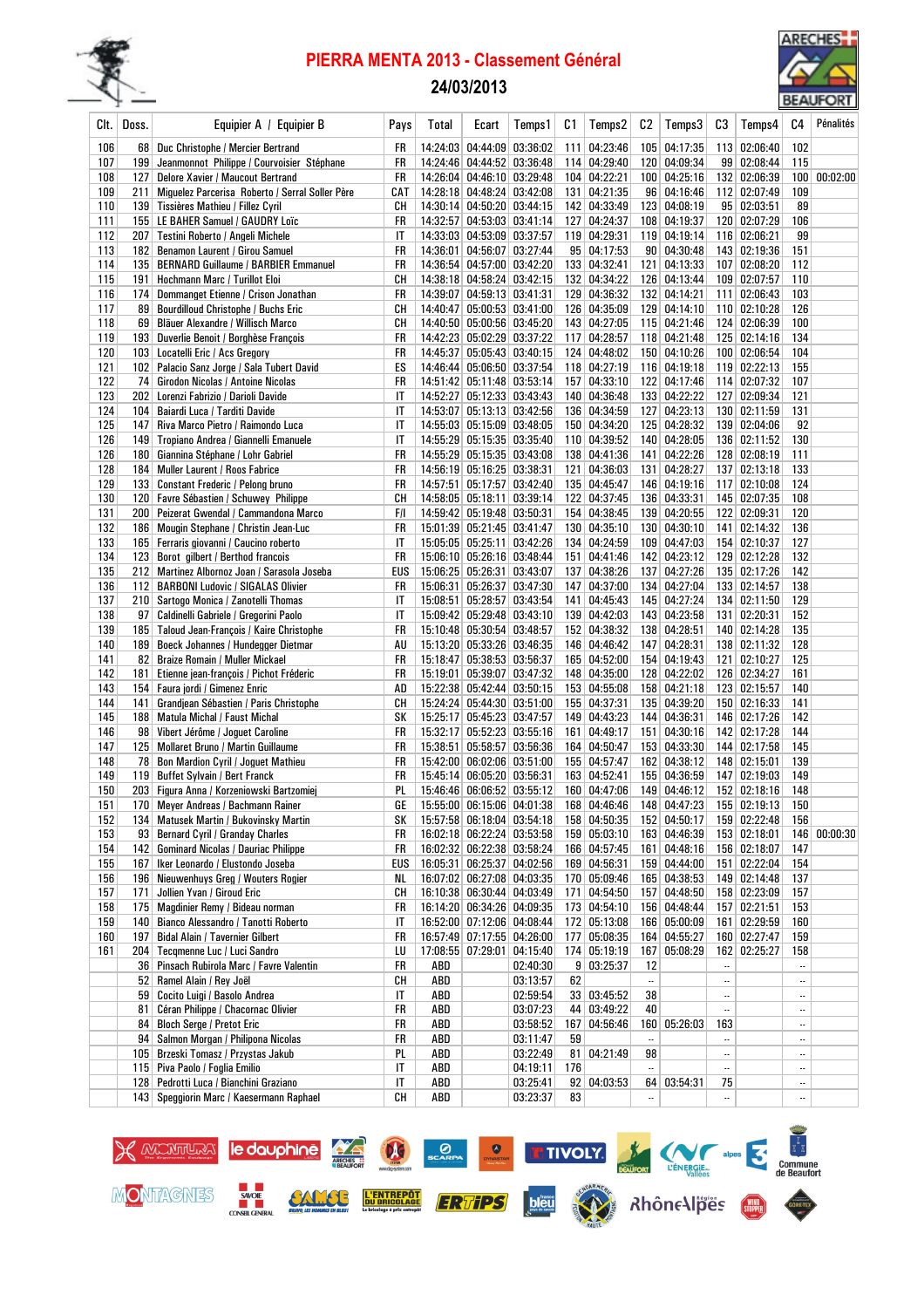# PIERRA MENTA 2013 - Classement Général

## 24/03/2013

| Clt. | Doss. | Equipier A / Equipier B | Pays | Total | Ecart | Temps1 | C1 | Temps2 | C2 | Temps3 | C3 | Temps4 | C4 | Pénalités |
|---|---|---|---|---|---|---|---|---|---|---|---|---|---|---|
| 106 | 68 | Duc Christophe / Mercier Bertrand | FR | 14:24:03 | 04:44:09 | 03:36:02 | 111 | 04:23:46 | 105 | 04:17:35 | 113 | 02:06:40 | 102 | |
| 107 | 199 | Jeanmonnot Philippe / Courvoisier Stéphane | FR | 14:24:46 | 04:44:52 | 03:36:48 | 114 | 04:29:40 | 120 | 04:09:34 | 99 | 02:08:44 | 115 | |
| 108 | 127 | Delore Xavier / Maucout Bertrand | FR | 14:26:04 | 04:46:10 | 03:29:48 | 104 | 04:22:21 | 100 | 04:25:16 | 132 | 02:06:39 | 100 | 00:02:00 |
| 109 | 211 | Miguelez Parcerisa Roberto / Serral Soller Père | CAT | 14:28:18 | 04:48:24 | 03:42:08 | 131 | 04:21:35 | 96 | 04:16:46 | 112 | 02:07:49 | 109 | |
| 110 | 139 | Tissières Mathieu / Fillez Cyril | CH | 14:30:14 | 04:50:20 | 03:44:15 | 142 | 04:33:49 | 123 | 04:08:19 | 95 | 02:03:51 | 89 | |
| 111 | 155 | LE BAHER Samuel / GAUDRY Loïc | FR | 14:32:57 | 04:53:03 | 03:41:14 | 127 | 04:24:37 | 108 | 04:19:37 | 120 | 02:07:29 | 106 | |
| 112 | 207 | Testini Roberto / Angeli Michele | IT | 14:33:03 | 04:53:09 | 03:37:57 | 119 | 04:29:31 | 119 | 04:19:14 | 116 | 02:06:21 | 99 | |
| 113 | 182 | Benamon Laurent / Girou Samuel | FR | 14:36:01 | 04:56:07 | 03:27:44 | 95 | 04:17:53 | 90 | 04:30:48 | 143 | 02:19:36 | 151 | |
| 114 | 135 | BERNARD Guillaume / BARBIER Emmanuel | FR | 14:36:54 | 04:57:00 | 03:42:20 | 133 | 04:32:41 | 121 | 04:13:33 | 107 | 02:08:20 | 112 | |
| 115 | 191 | Hochmann Marc / Turillot Eloi | CH | 14:38:18 | 04:58:24 | 03:42:15 | 132 | 04:34:22 | 126 | 04:13:44 | 109 | 02:07:57 | 110 | |
| 116 | 174 | Dommanget Etienne / Crison Jonathan | FR | 14:39:07 | 04:59:13 | 03:41:31 | 129 | 04:36:32 | 132 | 04:14:21 | 111 | 02:06:43 | 103 | |
| 117 | 89 | Bourdilloud Christophe / Buchs Eric | CH | 14:40:47 | 05:00:53 | 03:41:00 | 126 | 04:35:09 | 129 | 04:14:10 | 110 | 02:10:28 | 126 | |
| 118 | 69 | Bläuer Alexandre / Willisch Marco | CH | 14:40:50 | 05:00:56 | 03:45:20 | 143 | 04:27:05 | 115 | 04:21:46 | 124 | 02:06:39 | 100 | |
| 119 | 193 | Duverlie Benoit / Borghèse François | FR | 14:42:23 | 05:02:29 | 03:37:22 | 117 | 04:28:57 | 118 | 04:21:48 | 125 | 02:14:16 | 134 | |
| 120 | 103 | Locatelli Eric / Acs Gregory | FR | 14:45:37 | 05:05:43 | 03:40:15 | 124 | 04:48:02 | 150 | 04:10:26 | 100 | 02:06:54 | 104 | |
| 121 | 102 | Palacio Sanz Jorge / Sala Tubert David | ES | 14:46:44 | 05:06:50 | 03:37:54 | 118 | 04:27:19 | 116 | 04:19:18 | 119 | 02:22:13 | 155 | |
| 122 | 74 | Girodon Nicolas / Antoine Nicolas | FR | 14:51:42 | 05:11:48 | 03:53:14 | 157 | 04:33:10 | 122 | 04:17:46 | 114 | 02:07:32 | 107 | |
| 123 | 202 | Lorenzi Fabrizio / Darioli Davide | IT | 14:52:27 | 05:12:33 | 03:43:43 | 140 | 04:36:48 | 133 | 04:22:22 | 127 | 02:09:34 | 121 | |
| 124 | 104 | Baiardi Luca / Tarditi Davide | IT | 14:53:07 | 05:13:13 | 03:42:56 | 136 | 04:34:59 | 127 | 04:23:13 | 130 | 02:11:59 | 131 | |
| 125 | 147 | Riva Marco Pietro / Raimondo Luca | IT | 14:55:03 | 05:15:09 | 03:48:05 | 150 | 04:34:20 | 125 | 04:28:34 | 139 | 02:04:06 | 92 | |
| 126 | 149 | Tropiano Andrea / Giannelli Emanuele | IT | 14:55:29 | 05:15:35 | 03:35:40 | 110 | 04:39:52 | 140 | 04:28:05 | 136 | 02:11:52 | 130 | |
| 126 | 180 | Giannina Stéphane / Lohr Gabriel | FR | 14:55:29 | 05:15:35 | 03:43:08 | 138 | 04:41:36 | 141 | 04:22:26 | 128 | 02:08:19 | 111 | |
| 128 | 184 | Muller Laurent / Roos Fabrice | FR | 14:56:19 | 05:16:25 | 03:38:51 | 121 | 04:36:03 | 131 | 04:28:27 | 137 | 02:13:18 | 133 | |
| 129 | 133 | Constant Frederic / Pelong bruno | FR | 14:57:51 | 05:17:57 | 03:42:40 | 135 | 04:45:47 | 146 | 04:19:16 | 117 | 02:10:08 | 124 | |
| 130 | 120 | Favre Sébastien / Schuwey Philippe | CH | 14:58:05 | 05:18:11 | 03:39:14 | 122 | 04:37:45 | 136 | 04:33:31 | 145 | 02:07:35 | 108 | |
| 131 | 200 | Peizerat Gwendal / Cammandona Marco | F/I | 14:59:42 | 05:19:48 | 03:50:31 | 154 | 04:38:45 | 139 | 04:20:55 | 122 | 02:09:31 | 120 | |
| 132 | 186 | Mougin Stephane / Christin Jean-Luc | FR | 15:01:39 | 05:21:45 | 03:41:47 | 130 | 04:35:10 | 130 | 04:30:10 | 141 | 02:14:32 | 136 | |
| 133 | 165 | Ferraris giovanni / Caucino roberto | IT | 15:05:05 | 05:25:11 | 03:42:26 | 134 | 04:24:59 | 109 | 04:47:03 | 154 | 02:10:37 | 127 | |
| 134 | 123 | Borot gilbert / Berthod francois | FR | 15:06:10 | 05:26:16 | 03:48:44 | 151 | 04:41:46 | 142 | 04:23:12 | 129 | 02:12:28 | 132 | |
| 135 | 212 | Martinez Albornoz Joan / Sarasola Joseba | EUS | 15:06:25 | 05:26:31 | 03:43:07 | 137 | 04:38:26 | 137 | 04:27:26 | 135 | 02:17:26 | 142 | |
| 136 | 112 | BARBONI Ludovic / SIGALAS Olivier | FR | 15:06:31 | 05:26:37 | 03:47:30 | 147 | 04:37:00 | 134 | 04:27:04 | 133 | 02:14:57 | 138 | |
| 137 | 210 | Sartogo Monica / Zanotelli Thomas | IT | 15:08:51 | 05:28:57 | 03:43:54 | 141 | 04:45:43 | 145 | 04:27:24 | 134 | 02:11:50 | 129 | |
| 138 | 97 | Caldinelli Gabriele / Gregorini Paolo | IT | 15:09:42 | 05:29:48 | 03:43:10 | 139 | 04:42:03 | 143 | 04:23:58 | 131 | 02:20:31 | 152 | |
| 139 | 185 | Taloud Jean-François / Kaire Christophe | FR | 15:10:48 | 05:30:54 | 03:48:57 | 152 | 04:38:32 | 138 | 04:28:51 | 140 | 02:14:28 | 135 | |
| 140 | 189 | Boeck Johannes / Hundegger Dietmar | AU | 15:13:20 | 05:33:26 | 03:46:35 | 146 | 04:46:42 | 147 | 04:28:31 | 138 | 02:11:32 | 128 | |
| 141 | 82 | Braize Romain / Muller Mickael | FR | 15:18:47 | 05:38:53 | 03:56:37 | 165 | 04:52:00 | 154 | 04:19:43 | 121 | 02:10:27 | 125 | |
| 142 | 181 | Etienne jean-françois / Pichot Fréderic | FR | 15:19:01 | 05:39:07 | 03:47:32 | 148 | 04:35:00 | 128 | 04:22:02 | 126 | 02:34:27 | 161 | |
| 143 | 154 | Faura jordi / Gimenez Enric | AD | 15:22:38 | 05:42:44 | 03:50:15 | 153 | 04:55:08 | 158 | 04:21:18 | 123 | 02:15:57 | 140 | |
| 144 | 141 | Grandjean Sébastien / Paris Christophe | CH | 15:24:24 | 05:44:30 | 03:51:00 | 155 | 04:37:31 | 135 | 04:39:20 | 150 | 02:16:33 | 141 | |
| 145 | 188 | Matula Michal / Faust Michal | SK | 15:25:17 | 05:45:23 | 03:47:57 | 149 | 04:43:23 | 144 | 04:36:31 | 146 | 02:17:26 | 142 | |
| 146 | 98 | Vibert Jérôme / Joguet Caroline | FR | 15:32:17 | 05:52:23 | 03:55:16 | 161 | 04:49:17 | 151 | 04:30:16 | 142 | 02:17:28 | 144 | |
| 147 | 125 | Mollaret Bruno / Martin Guillaume | FR | 15:38:51 | 05:58:57 | 03:56:36 | 164 | 04:50:47 | 153 | 04:33:30 | 144 | 02:17:58 | 145 | |
| 148 | 78 | Bon Mardion Cyril / Joguet Mathieu | FR | 15:42:00 | 06:02:06 | 03:51:00 | 155 | 04:57:47 | 162 | 04:38:12 | 148 | 02:15:01 | 139 | |
| 149 | 119 | Buffet Sylvain / Bert Franck | FR | 15:45:14 | 06:05:20 | 03:56:31 | 163 | 04:52:41 | 155 | 04:36:59 | 147 | 02:19:03 | 149 | |
| 150 | 203 | Figura Anna / Korzeniowski Bartzomiej | PL | 15:46:46 | 06:06:52 | 03:55:12 | 160 | 04:47:06 | 149 | 04:46:12 | 152 | 02:18:16 | 148 | |
| 151 | 170 | Meyer Andreas / Bachmann Rainer | GE | 15:55:00 | 06:15:06 | 04:01:38 | 168 | 04:46:46 | 148 | 04:47:23 | 155 | 02:19:13 | 150 | |
| 152 | 134 | Matusek Martin / Bukovinsky Martin | SK | 15:57:58 | 06:18:04 | 03:54:18 | 158 | 04:50:35 | 152 | 04:50:17 | 159 | 02:22:48 | 156 | |
| 153 | 93 | Bernard Cyril / Granday Charles | FR | 16:02:18 | 06:22:24 | 03:53:58 | 159 | 05:03:10 | 163 | 04:46:39 | 153 | 02:18:01 | 146 | 00:00:30 |
| 154 | 142 | Gominard Nicolas / Dauriac Philippe | FR | 16:02:32 | 06:22:38 | 03:58:24 | 166 | 04:57:45 | 161 | 04:48:16 | 156 | 02:18:07 | 147 | |
| 155 | 167 | Iker Leonardo / Elustondo Joseba | EUS | 16:05:31 | 06:25:37 | 04:02:56 | 169 | 04:56:31 | 159 | 04:44:00 | 151 | 02:22:04 | 154 | |
| 156 | 196 | Nieuwenhuys Greg / Wouters Rogier | NL | 16:07:02 | 06:27:08 | 04:03:35 | 170 | 05:09:46 | 165 | 04:38:53 | 149 | 02:14:48 | 137 | |
| 157 | 171 | Jollien Yvan / Giroud Eric | CH | 16:10:38 | 06:30:44 | 04:03:49 | 171 | 04:54:50 | 157 | 04:48:50 | 158 | 02:23:09 | 157 | |
| 158 | 175 | Magdinier Remy / Bideau norman | FR | 16:14:20 | 06:34:26 | 04:09:35 | 173 | 04:54:10 | 156 | 04:48:44 | 157 | 02:21:51 | 153 | |
| 159 | 140 | Bianco Alessandro / Tanotti Roberto | IT | 16:52:00 | 07:12:06 | 04:08:44 | 172 | 05:13:08 | 166 | 05:00:09 | 161 | 02:29:59 | 160 | |
| 160 | 197 | Bidal Alain / Tavernier Gilbert | FR | 16:57:49 | 07:17:55 | 04:26:00 | 177 | 05:08:35 | 164 | 04:55:27 | 160 | 02:27:47 | 159 | |
| 161 | 204 | Tecqmenne Luc / Luci Sandro | LU | 17:08:55 | 07:29:01 | 04:15:40 | 174 | 05:19:19 | 167 | 05:08:29 | 162 | 02:25:27 | 158 | |
| | 36 | Pinsach Rubirola Marc / Favre Valentin | FR | ABD | | 02:40:30 | 9 | 03:25:37 | 12 | | -- | | -- | |
| | 52 | Ramel Alain / Rey Joël | CH | ABD | | 03:13:57 | 62 | | -- | | -- | | -- | |
| | 59 | Cocito Luigi / Basolo Andrea | IT | ABD | | 02:59:54 | 33 | 03:45:52 | 38 | | -- | | -- | |
| | 81 | Céran Philippe / Chacornac Olivier | FR | ABD | | 03:07:23 | 44 | 03:49:22 | 40 | | -- | | -- | |
| | 84 | Bloch Serge / Pretot Eric | FR | ABD | | 03:58:52 | 167 | 04:56:46 | 160 | 05:26:03 | 163 | | -- | |
| | 94 | Salmon Morgan / Philipona Nicolas | FR | ABD | | 03:11:47 | 59 | | -- | | -- | | -- | |
| | 105 | Brzeski Tomasz / Przystas Jakub | PL | ABD | | 03:22:49 | 81 | 04:21:49 | 98 | | -- | | -- | |
| | 115 | Piva Paolo / Foglia Emilio | IT | ABD | | 04:19:11 | 176 | | -- | | -- | | -- | |
| | 128 | Pedrotti Luca / Bianchini Graziano | IT | ABD | | 03:25:41 | 92 | 04:03:53 | 64 | 03:54:31 | 75 | | -- | |
| | 143 | Speggiorin Marc / Kaesermann Raphael | CH | ABD | | 03:23:37 | 83 | | -- | | -- | | -- | |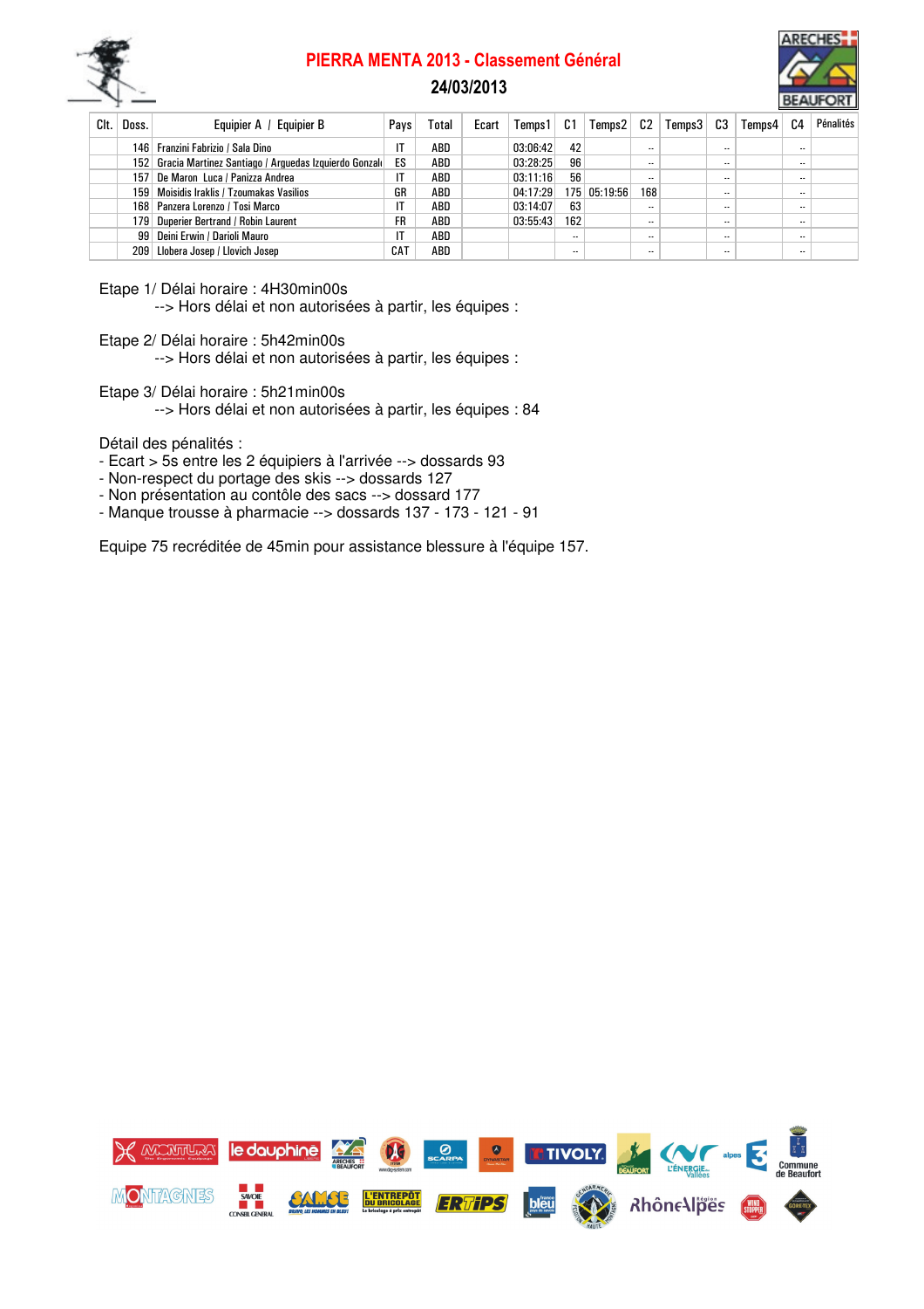# PIERRA MENTA 2013 - Classement Général

## 24/03/2013

| Clt. | Doss. | Equipier A / Equipier B | Pays | Total | Ecart | Temps1 | C1 | Temps2 | C2 | Temps3 | C3 | Temps4 | C4 | Pénalités |
|---|---|---|---|---|---|---|---|---|---|---|---|---|---|---|
| | 146 | Franzini Fabrizio / Sala Dino | IT | ABD | | 03:06:42 | 42 | | -- | | -- | | -- | |
| | 152 | Gracia Martinez Santiago / Arguedas Izquierdo Gonzalo | ES | ABD | | 03:28:25 | 96 | | -- | | -- | | -- | |
| | 157 | De Maron Luca / Panizza Andrea | IT | ABD | | 03:11:16 | 56 | | -- | | -- | | -- | |
| | 159 | Moisidis Iraklis / Tzoumakas Vasilios | GR | ABD | | 04:17:29 | 175 | 05:19:56 | 168 | | -- | | -- | |
| | 168 | Panzera Lorenzo / Tosi Marco | IT | ABD | | 03:14:07 | 63 | | -- | | -- | | -- | |
| | 179 | Duperier Bertrand / Robin Laurent | FR | ABD | | 03:55:43 | 162 | | -- | | -- | | -- | |
| | 99 | Deini Erwin / Darioli Mauro | IT | ABD | | | -- | | -- | | -- | | -- | |
| | 209 | Llobera Josep / Llovich Josep | CAT | ABD | | | -- | | -- | | -- | | -- | |

Etape 1/ Délai horaire : 4H30min00s
--> Hors délai et non autorisées à partir, les équipes :

Etape 2/ Délai horaire : 5h42min00s
--> Hors délai et non autorisées à partir, les équipes :

Etape 3/ Délai horaire : 5h21min00s
--> Hors délai et non autorisées à partir, les équipes : 84

Détail des pénalités :
- Ecart > 5s entre les 2 équipiers à l'arrivée --> dossards 93
- Non-respect du portage des skis --> dossards 127
- Non présentation au contôle des sacs --> dossard 177
- Manque trousse à pharmacie --> dossards 137 - 173 - 121 - 91

Equipe 75 recréditée de 45min pour assistance blessure à l'équipe 157.